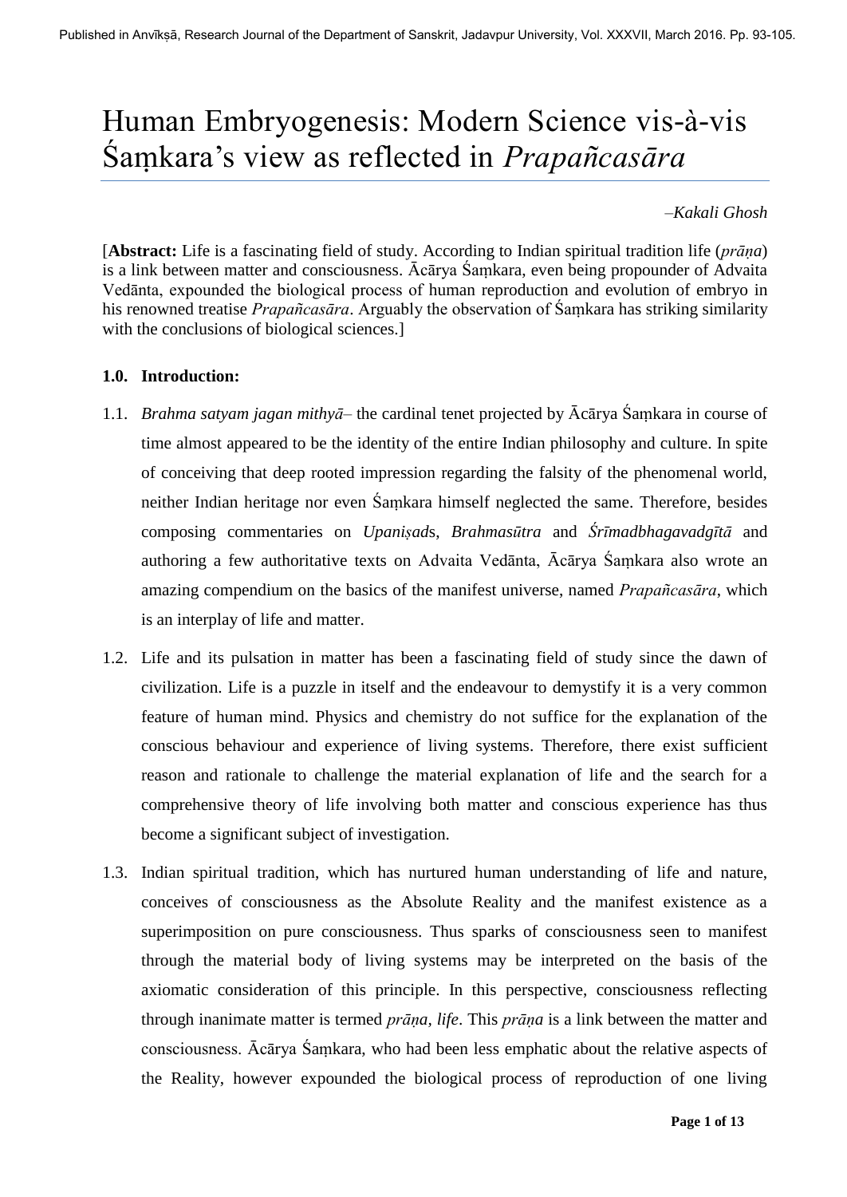Published in Anvīkṣā, Research Journal of the Department of Sanskrit, Jadavpur University, Vol. XXXVII, March 2016. Pp. 93-105.

# Human Embryogenesis: Modern Science vis-à-vis Śaṃkara's view as reflected in *Prapañcasāra*

*–Kakali Ghosh*

[**Abstract:** Life is a fascinating field of study. According to Indian spiritual tradition life (*prāṇa*) is a link between matter and consciousness. Ācārya Śaṃkara, even being propounder of Advaita Vedānta, expounded the biological process of human reproduction and evolution of embryo in his renowned treatise *Prapañcasāra*. Arguably the observation of Śaṃkara has striking similarity with the conclusions of biological sciences.]

## 1.0. Introduction:

1.1. *Brahma satyam jagan mithyā*– the cardinal tenet projected by Ācārya Śaṃkara in course of time almost appeared to be the identity of the entire Indian philosophy and culture. In spite of conceiving that deep rooted impression regarding the falsity of the phenomenal world, neither Indian heritage nor even Śaṃkara himself neglected the same. Therefore, besides composing commentaries on *Upaniṣad*s, *Brahmasūtra* and *Śrīmadbhagavadgītā* and authoring a few authoritative texts on Advaita Vedānta, Ācārya Śaṃkara also wrote an amazing compendium on the basics of the manifest universe, named *Prapañcasāra*, which is an interplay of life and matter.

1.2. Life and its pulsation in matter has been a fascinating field of study since the dawn of civilization. Life is a puzzle in itself and the endeavour to demystify it is a very common feature of human mind. Physics and chemistry do not suffice for the explanation of the conscious behaviour and experience of living systems. Therefore, there exist sufficient reason and rationale to challenge the material explanation of life and the search for a comprehensive theory of life involving both matter and conscious experience has thus become a significant subject of investigation.

1.3. Indian spiritual tradition, which has nurtured human understanding of life and nature, conceives of consciousness as the Absolute Reality and the manifest existence as a superimposition on pure consciousness. Thus sparks of consciousness seen to manifest through the material body of living systems may be interpreted on the basis of the axiomatic consideration of this principle. In this perspective, consciousness reflecting through inanimate matter is termed *prāṇa, life*. This *prāṇa* is a link between the matter and consciousness. Ācārya Śaṃkara, who had been less emphatic about the relative aspects of the Reality, however expounded the biological process of reproduction of one living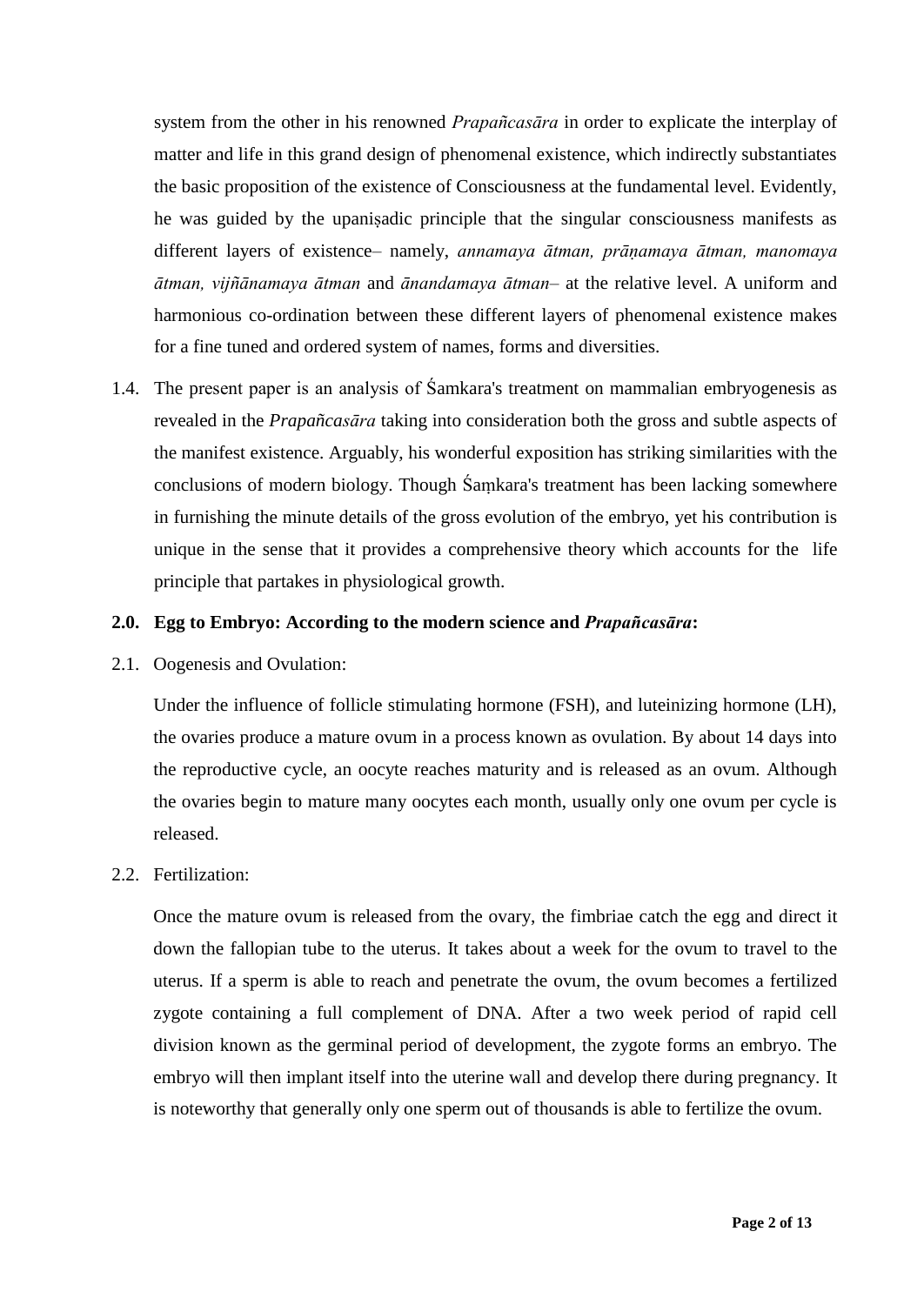system from the other in his renowned *Prapañcasāra* in order to explicate the interplay of matter and life in this grand design of phenomenal existence, which indirectly substantiates the basic proposition of the existence of Consciousness at the fundamental level. Evidently, he was guided by the upaniṣadic principle that the singular consciousness manifests as different layers of existence– namely, *annamaya ātman, prāṇamaya ātman, manomaya ātman, vijñānamaya ātman* and *ānandamaya ātman*– at the relative level. A uniform and harmonious co-ordination between these different layers of phenomenal existence makes for a fine tuned and ordered system of names, forms and diversities.

1.4. The present paper is an analysis of Śamkara's treatment on mammalian embryogenesis as revealed in the *Prapañcasāra* taking into consideration both the gross and subtle aspects of the manifest existence. Arguably, his wonderful exposition has striking similarities with the conclusions of modern biology. Though Śaṃkara's treatment has been lacking somewhere in furnishing the minute details of the gross evolution of the embryo, yet his contribution is unique in the sense that it provides a comprehensive theory which accounts for the life principle that partakes in physiological growth.

## 2.0. Egg to Embryo: According to the modern science and *Prapañcasāra*:

2.1. Oogenesis and Ovulation:

Under the influence of follicle stimulating hormone (FSH), and luteinizing hormone (LH), the ovaries produce a mature ovum in a process known as ovulation. By about 14 days into the reproductive cycle, an oocyte reaches maturity and is released as an ovum. Although the ovaries begin to mature many oocytes each month, usually only one ovum per cycle is released.

2.2. Fertilization:

Once the mature ovum is released from the ovary, the fimbriae catch the egg and direct it down the fallopian tube to the uterus. It takes about a week for the ovum to travel to the uterus. If a sperm is able to reach and penetrate the ovum, the ovum becomes a fertilized zygote containing a full complement of DNA. After a two week period of rapid cell division known as the germinal period of development, the zygote forms an embryo. The embryo will then implant itself into the uterine wall and develop there during pregnancy. It is noteworthy that generally only one sperm out of thousands is able to fertilize the ovum.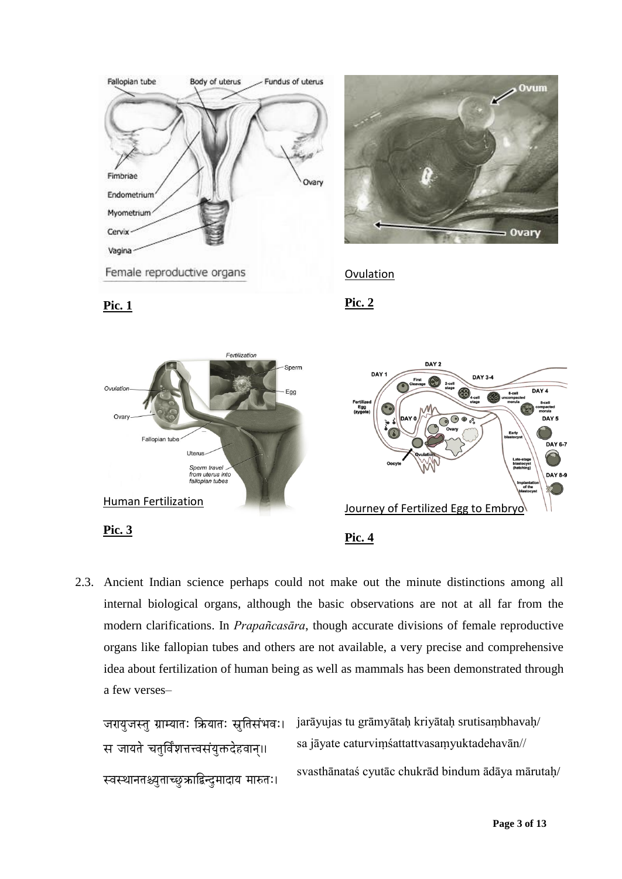Female reproductive organs

**Pic. 1**

Ovulation

**Pic. 2**

Human Fertilization

**Pic. 3**

Journey of Fertilized Egg to Embryo

**Pic. 4**

2.3. Ancient Indian science perhaps could not make out the minute distinctions among all internal biological organs, although the basic observations are not at all far from the modern clarifications. In *Prapañcasāra*, though accurate divisions of female reproductive organs like fallopian tubes and others are not available, a very precise and comprehensive idea about fertilization of human being as well as mammals has been demonstrated through a few verses–

| | |
|---|---|
| जरायुजस्तु ग्राम्यातः क्रियातः स्रुतिसंभवः। | jarāyujas tu grāmyātaḥ kriyātaḥ srutisaṃbhavaḥ/ |
| स जायते चतुर्विंशत्तत्त्वसंयुक्तदेहवान्॥ | sa jāyate caturviṃśattattvasaṃyuktadehavān// |
| स्वस्थानतश्च्युताच्छुक्राद्बिन्दुमादाय मारुतः। | svasthānataś cyutāc chukrād bindum ādāya mārutaḥ/ |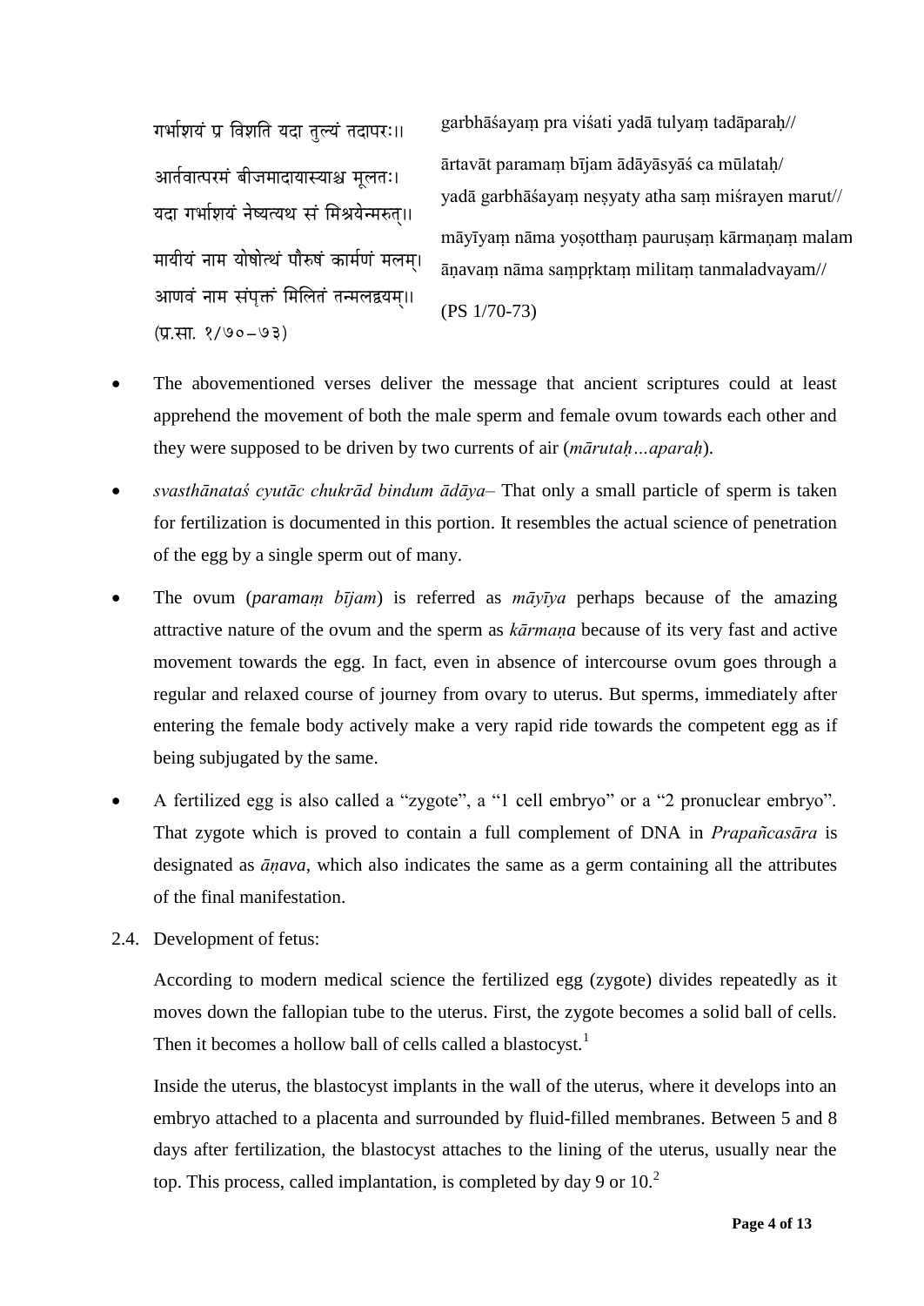गर्भाशयं प्र विशति यदा तुल्यं तदापरः।।
आर्तवात्परमं बीजमादायास्याश्च मूलतः।
यदा गर्भाशयं नेष्यत्यथ सं मिश्रयेन्मरुत्।।
मायीयं नाम योषोत्थं पौरुषं कार्मणं मलम्।
आणवं नाम संपृक्तं मिलितं तन्मलद्वयम्।।
(प्र.सा. १/७०–७३)

garbhāśayaṃ pra viśati yadā tulyaṃ tadāparaḥ//
ārtavāt paramaṃ bījam ādāyāsyāś ca mūlataḥ/
yadā garbhāśayaṃ neṣyaty atha saṃ miśrayen marut//
māyīyaṃ nāma yoṣotthaṃ pauruṣaṃ kārmaṇaṃ malam
āṇavaṃ nāma saṃpṛktaṃ militaṃ tanmaladvayam//
(PS 1/70-73)

- The abovementioned verses deliver the message that ancient scriptures could at least apprehend the movement of both the male sperm and female ovum towards each other and they were supposed to be driven by two currents of air (*mārutaḥ…aparaḥ*).
- *svasthānataś cyutāc chukrād bindum ādāya*– That only a small particle of sperm is taken for fertilization is documented in this portion. It resembles the actual science of penetration of the egg by a single sperm out of many.
- The ovum (*paramaṃ bījam*) is referred as *māyīya* perhaps because of the amazing attractive nature of the ovum and the sperm as *kārmaṇa* because of its very fast and active movement towards the egg. In fact, even in absence of intercourse ovum goes through a regular and relaxed course of journey from ovary to uterus. But sperms, immediately after entering the female body actively make a very rapid ride towards the competent egg as if being subjugated by the same.
- A fertilized egg is also called a "zygote", a "1 cell embryo" or a "2 pronuclear embryo". That zygote which is proved to contain a full complement of DNA in *Prapañcasāra* is designated as *āṇava*, which also indicates the same as a germ containing all the attributes of the final manifestation.

2.4. Development of fetus:

According to modern medical science the fertilized egg (zygote) divides repeatedly as it moves down the fallopian tube to the uterus. First, the zygote becomes a solid ball of cells. Then it becomes a hollow ball of cells called a blastocyst.[1]

Inside the uterus, the blastocyst implants in the wall of the uterus, where it develops into an embryo attached to a placenta and surrounded by fluid-filled membranes. Between 5 and 8 days after fertilization, the blastocyst attaches to the lining of the uterus, usually near the top. This process, called implantation, is completed by day 9 or 10.[2]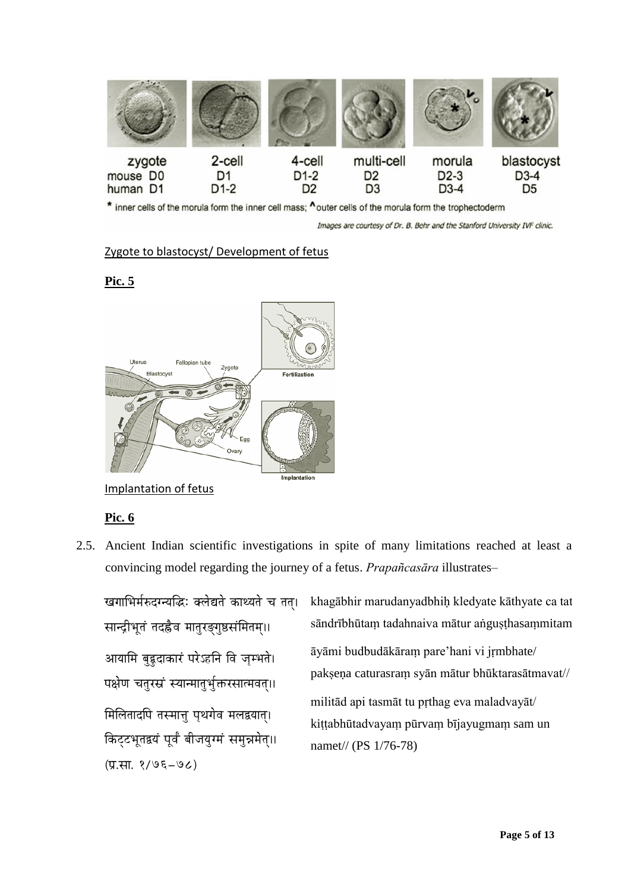Zygote to blastocyst/ Development of fetus

**Pic. 5**

Implantation of fetus

**Pic. 6**

2.5. Ancient Indian scientific investigations in spite of many limitations reached at least a convincing model regarding the journey of a fetus. *Prapañcasāra* illustrates–

खगाभिर्मरुदग्न्यद्भिः क्लेद्यते काथ्यते च तत्।
सान्द्रीभूतं तदह्नैव मातुरङ्गुष्ठसंमितम्।।
आयामि बुद्बुदाकारं परेऽहनि वि जृम्भते।
पक्षेण चतुरस्रं स्यान्मातुर्भुक्तरसात्मवत्।।
मिलितादपि तस्मात्तु पृथगेव मलद्वयात्।
किट्टभूतद्वयं पूर्वं बीजयुग्मं समुन्नमेत्।।
(प्र.सा. १/७६–७८)

khagābhir marudanyadbhiḥ kledyate kāthyate ca tat
sāndrībhūtaṃ tadahnaiva mātur aṅguṣṭhasaṃmitam
āyāmi budbudākāraṃ pare'hani vi jṛmbhate/
pakṣeṇa caturasraṃ syān mātur bhūktarasātmavat//
militād api tasmāt tu pṛthag eva maladvayāt/
kiṭṭabhūtadvayaṃ pūrvaṃ bījayugmaṃ sam un namet// (PS 1/76-78)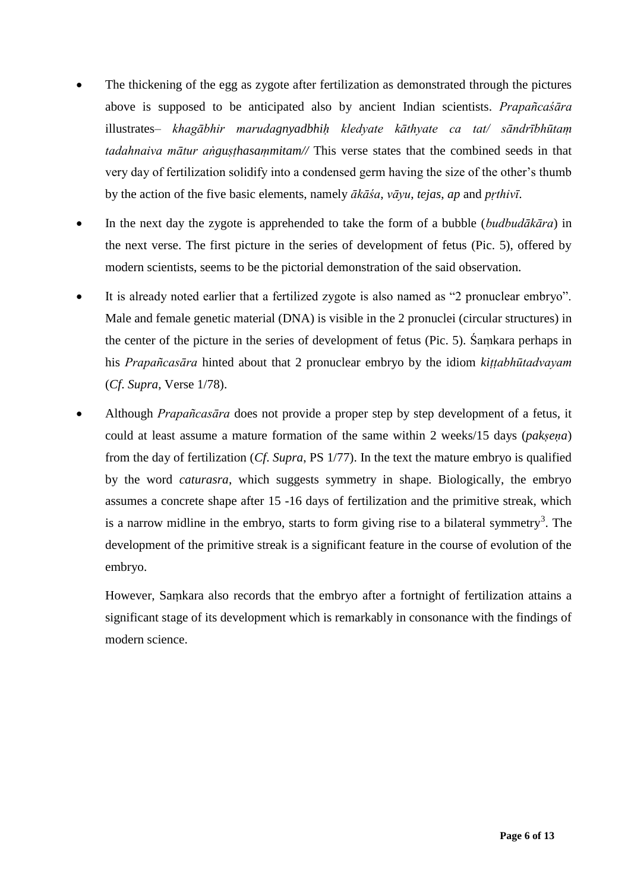- The thickening of the egg as zygote after fertilization as demonstrated through the pictures above is supposed to be anticipated also by ancient Indian scientists. *Prapañcaśāra* illustrates– *khagābhir marudagnyadbhiḥ kledyate kāthyate ca tat/ sāndrībhūtaṃ tadahnaiva mātur aṅguṣṭhasaṃmitam//* This verse states that the combined seeds in that very day of fertilization solidify into a condensed germ having the size of the other's thumb by the action of the five basic elements, namely *ākāśa*, *vāyu*, *tejas*, *ap* and *pṛthivī*.
- In the next day the zygote is apprehended to take the form of a bubble (*budbudākāra*) in the next verse. The first picture in the series of development of fetus (Pic. 5), offered by modern scientists, seems to be the pictorial demonstration of the said observation.
- It is already noted earlier that a fertilized zygote is also named as "2 pronuclear embryo". Male and female genetic material (DNA) is visible in the 2 pronuclei (circular structures) in the center of the picture in the series of development of fetus (Pic. 5). Śaṃkara perhaps in his *Prapañcasāra* hinted about that 2 pronuclear embryo by the idiom *kiṭṭabhūtadvayam* (*Cf*. *Supra*, Verse 1/78).
- Although *Prapañcasāra* does not provide a proper step by step development of a fetus, it could at least assume a mature formation of the same within 2 weeks/15 days (*pakṣeṇa*) from the day of fertilization (*Cf*. *Supra*, PS 1/77). In the text the mature embryo is qualified by the word *caturasra*, which suggests symmetry in shape. Biologically, the embryo assumes a concrete shape after 15 -16 days of fertilization and the primitive streak, which is a narrow midline in the embryo, starts to form giving rise to a bilateral symmetry[3]. The development of the primitive streak is a significant feature in the course of evolution of the embryo.

  However, Saṃkara also records that the embryo after a fortnight of fertilization attains a significant stage of its development which is remarkably in consonance with the findings of modern science.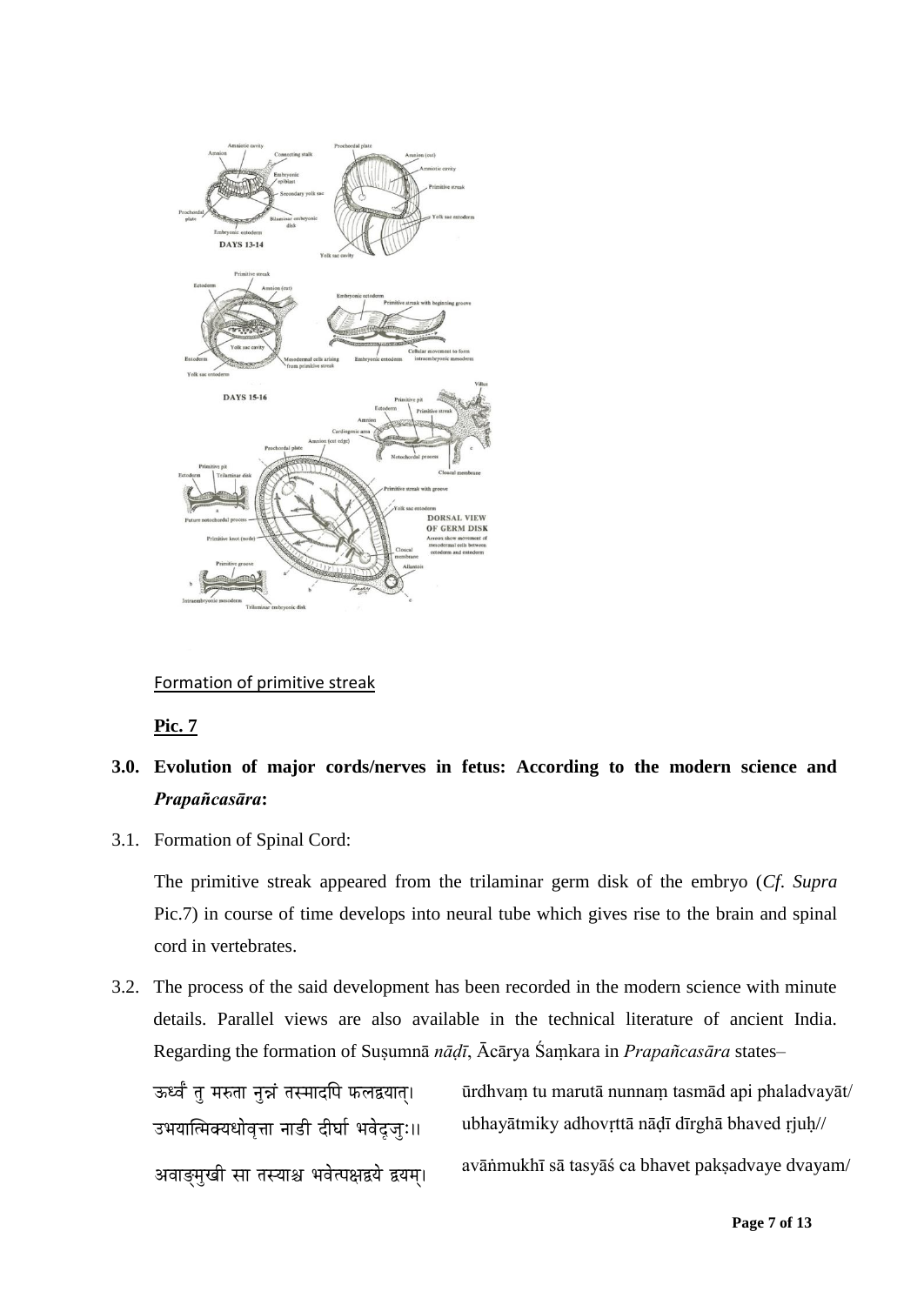Formation of primitive streak

**Pic. 7**

**3.0. Evolution of major cords/nerves in fetus: According to the modern science and *Prapañcasāra*:**

3.1. Formation of Spinal Cord:

The primitive streak appeared from the trilaminar germ disk of the embryo (*Cf. Supra* Pic.7) in course of time develops into neural tube which gives rise to the brain and spinal cord in vertebrates.

3.2. The process of the said development has been recorded in the modern science with minute details. Parallel views are also available in the technical literature of ancient India. Regarding the formation of Suṣumnā *nāḍī*, Ācārya Śaṃkara in *Prapañcasāra* states–

| | |
|---|---|
| ऊर्ध्वं तु मरुता नुन्नं तस्मादपि फलद्वयात्। | ūrdhvaṃ tu marutā nunnaṃ tasmād api phaladvayāt/ |
| उभयात्मिक्यधोवृत्ता नाडी दीर्घा भवेदृजुः॥ | ubhayātmiky adhovṛttā nāḍī dīrghā bhaved ṛjuḥ// |
| अवाङ्मुखी सा तस्याश्च भवेत्पक्षद्वये द्वयम्। | avāṅmukhī sā tasyāś ca bhavet pakṣadvaye dvayam/ |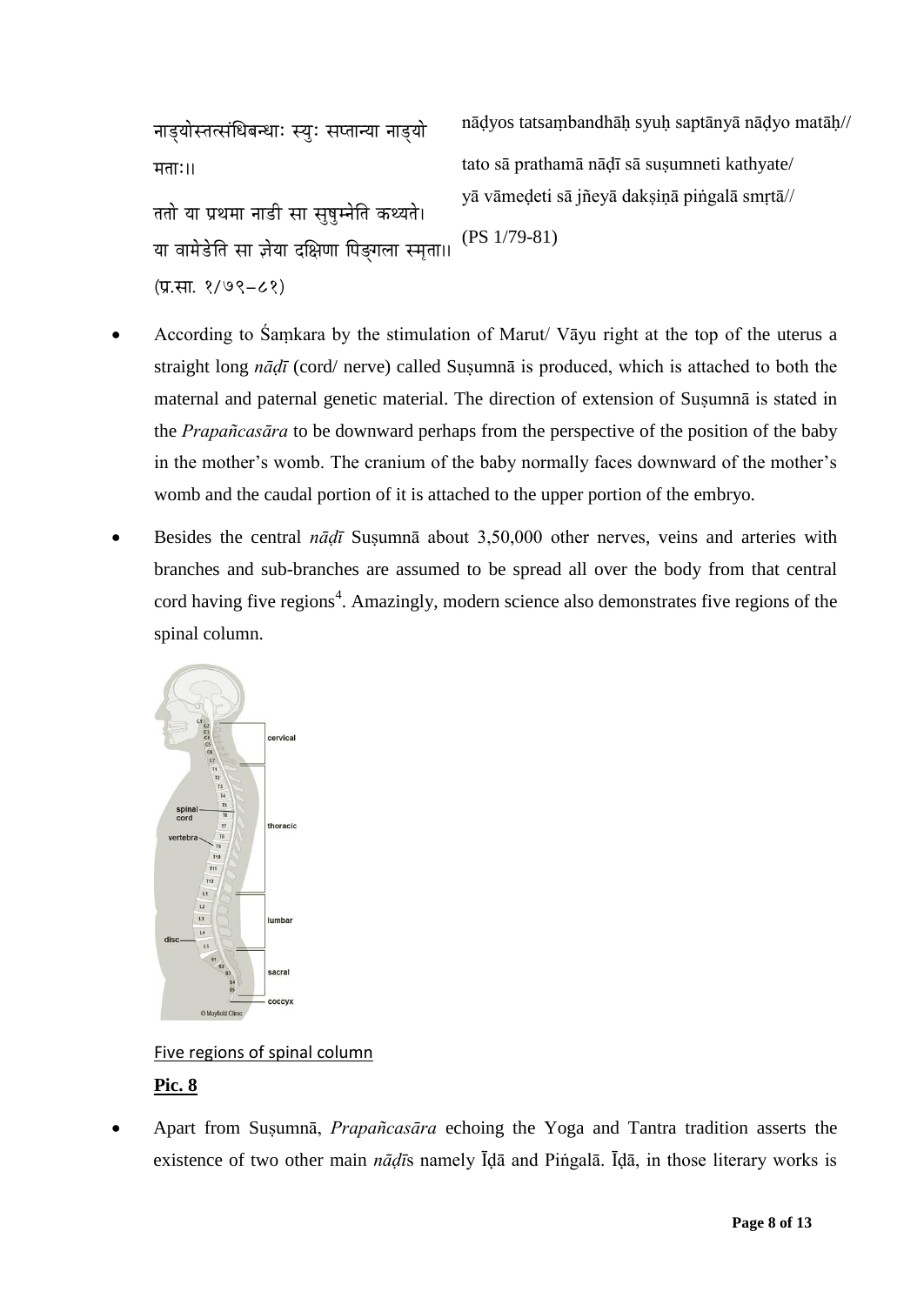नाड्योस्तत्संधिबन्धाः स्युः सप्तान्या नाड्यो मताः॥

ततो या प्रथमा नाडी सा सुषुम्नेति कथ्यते।
या वामेडेति सा ज्ञेया दक्षिणा पिङ्गला स्मृता॥
(प्र.सा. १/७९–८१)

nāḍyos tatsaṃbandhāḥ syuḥ saptānyā nāḍyo matāḥ//
tato sā prathamā nāḍī sā suṣumneti kathyate/
yā vāmeḍeti sā jñeyā dakṣiṇā piṅgalā smṛtā//
(PS 1/79-81)

- According to Śaṃkara by the stimulation of Marut/ Vāyu right at the top of the uterus a straight long *nāḍī* (cord/ nerve) called Suṣumnā is produced, which is attached to both the maternal and paternal genetic material. The direction of extension of Suṣumnā is stated in the *Prapañcasāra* to be downward perhaps from the perspective of the position of the baby in the mother's womb. The cranium of the baby normally faces downward of the mother's womb and the caudal portion of it is attached to the upper portion of the embryo.
- Besides the central *nāḍī* Suṣumnā about 3,50,000 other nerves, veins and arteries with branches and sub-branches are assumed to be spread all over the body from that central cord having five regions[4]. Amazingly, modern science also demonstrates five regions of the spinal column.

Five regions of spinal column

**Pic. 8**

- Apart from Suṣumnā, *Prapañcasāra* echoing the Yoga and Tantra tradition asserts the existence of two other main *nāḍī*s namely Īḍā and Piṅgalā. Īḍā, in those literary works is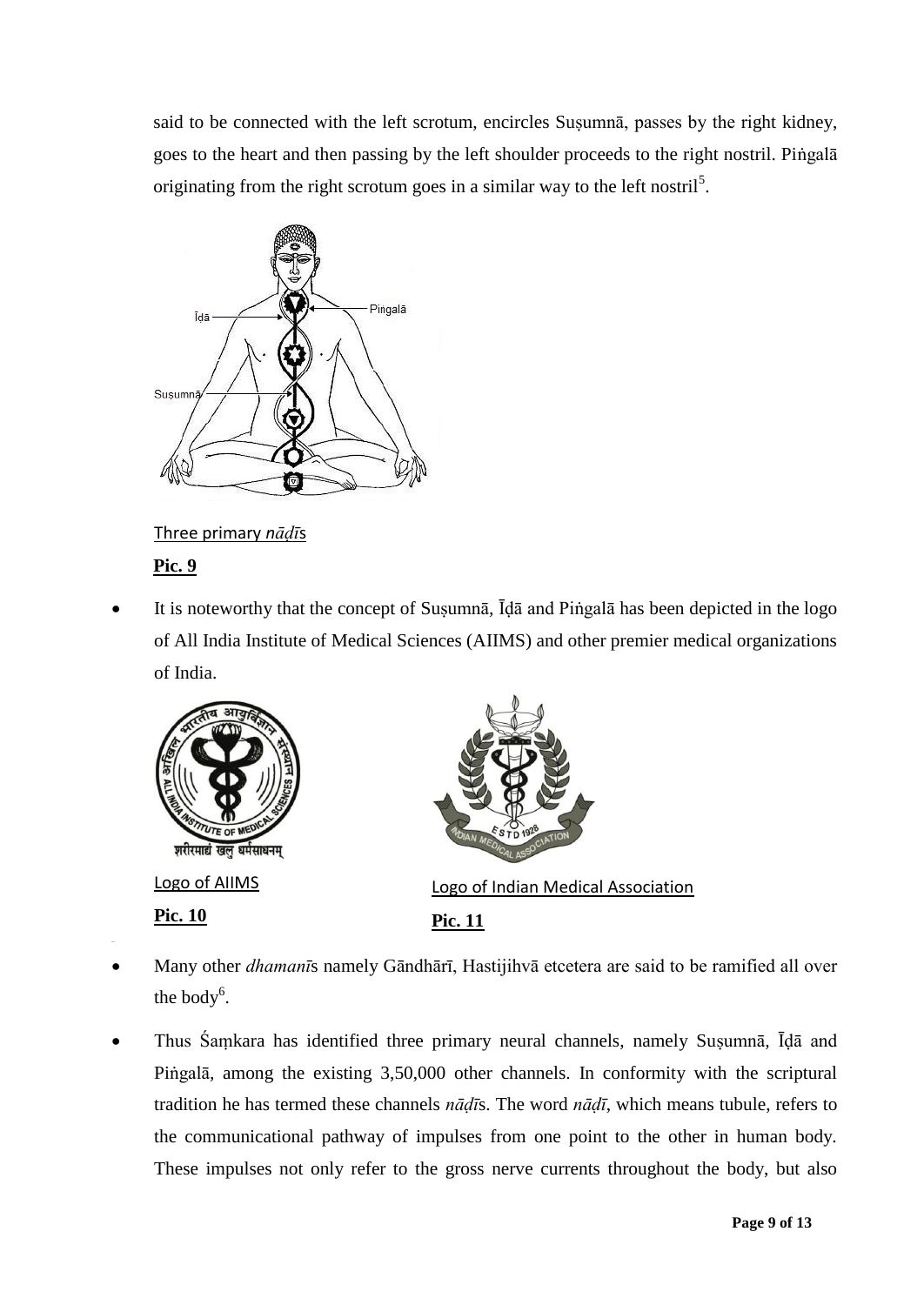said to be connected with the left scrotum, encircles Suṣumnā, passes by the right kidney, goes to the heart and then passing by the left shoulder proceeds to the right nostril. Piṅgalā originating from the right scrotum goes in a similar way to the left nostril[5].

Three primary *nāḍī*s

**Pic. 9**

- It is noteworthy that the concept of Suṣumnā, Īḍā and Piṅgalā has been depicted in the logo of All India Institute of Medical Sciences (AIIMS) and other premier medical organizations of India.

Logo of AIIMS

**Pic. 10**

Logo of Indian Medical Association

**Pic. 11**

- Many other *dhamanī*s namely Gāndhārī, Hastijihvā etcetera are said to be ramified all over the body[6].
- Thus Śaṃkara has identified three primary neural channels, namely Suṣumnā, Īḍā and Piṅgalā, among the existing 3,50,000 other channels. In conformity with the scriptural tradition he has termed these channels *nāḍī*s. The word *nāḍī*, which means tubule, refers to the communicational pathway of impulses from one point to the other in human body. These impulses not only refer to the gross nerve currents throughout the body, but also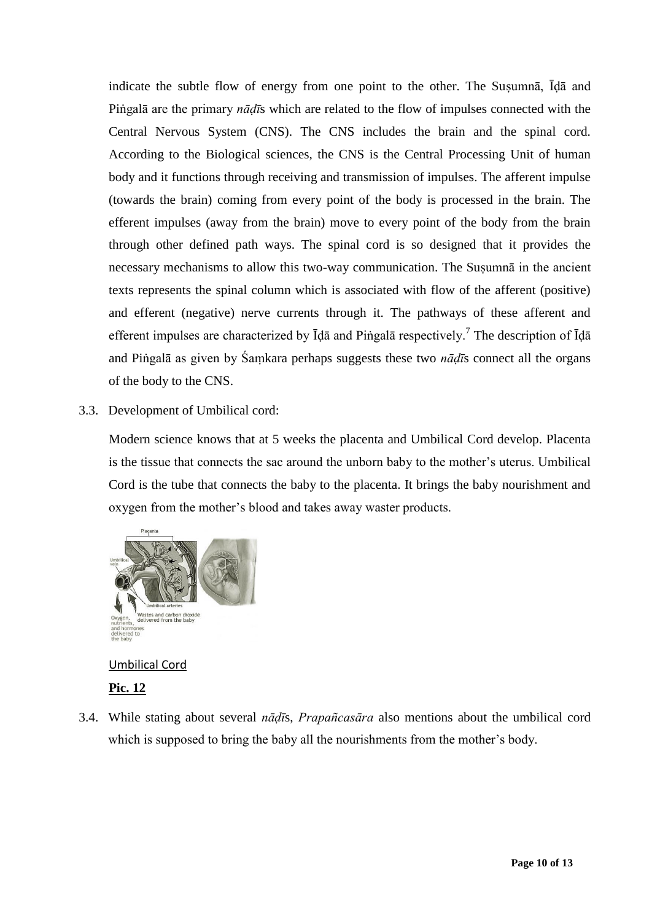indicate the subtle flow of energy from one point to the other. The Suṣumnā, Īḍā and Piṅgalā are the primary *nāḍī*s which are related to the flow of impulses connected with the Central Nervous System (CNS). The CNS includes the brain and the spinal cord. According to the Biological sciences, the CNS is the Central Processing Unit of human body and it functions through receiving and transmission of impulses. The afferent impulse (towards the brain) coming from every point of the body is processed in the brain. The efferent impulses (away from the brain) move to every point of the body from the brain through other defined path ways. The spinal cord is so designed that it provides the necessary mechanisms to allow this two-way communication. The Suṣumnā in the ancient texts represents the spinal column which is associated with flow of the afferent (positive) and efferent (negative) nerve currents through it. The pathways of these afferent and efferent impulses are characterized by Īḍā and Piṅgalā respectively.[7] The description of Īḍā and Piṅgalā as given by Śaṃkara perhaps suggests these two *nāḍī*s connect all the organs of the body to the CNS.

3.3. Development of Umbilical cord:

Modern science knows that at 5 weeks the placenta and Umbilical Cord develop. Placenta is the tissue that connects the sac around the unborn baby to the mother's uterus. Umbilical Cord is the tube that connects the baby to the placenta. It brings the baby nourishment and oxygen from the mother's blood and takes away waster products.

Umbilical Cord

**Pic. 12**

3.4. While stating about several *nāḍī*s, *Prapañcasāra* also mentions about the umbilical cord which is supposed to bring the baby all the nourishments from the mother's body.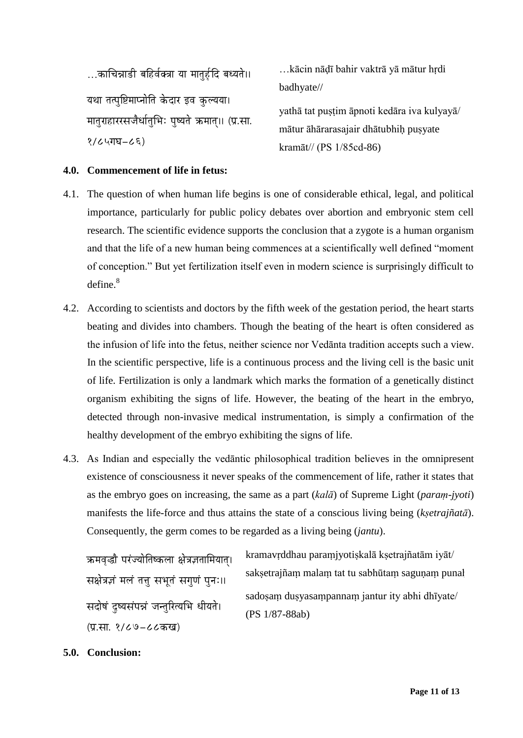…काचिन्नाडी बहिर्वक्त्रा या मातुर्हृदि बध्यते।।
यथा तत्पुष्टिमाप्नोति केदार इव कुल्यया।
मातुराहाररसजैर्धातुभिः पुष्यते क्रमात्।। (प्र.सा. १/८५गघ–८६)

…kācin nāḍī bahir vaktrā yā mātur hṛdi badhyate//
yathā tat puṣṭim āpnoti kedāra iva kulyayā/
mātur āhārarasajair dhātubhiḥ puṣyate kramāt// (PS 1/85cd-86)

**4.0. Commencement of life in fetus:**

4.1. The question of when human life begins is one of considerable ethical, legal, and political importance, particularly for public policy debates over abortion and embryonic stem cell research. The scientific evidence supports the conclusion that a zygote is a human organism and that the life of a new human being commences at a scientifically well defined "moment of conception." But yet fertilization itself even in modern science is surprisingly difficult to define.[8]

4.2. According to scientists and doctors by the fifth week of the gestation period, the heart starts beating and divides into chambers. Though the beating of the heart is often considered as the infusion of life into the fetus, neither science nor Vedānta tradition accepts such a view. In the scientific perspective, life is a continuous process and the living cell is the basic unit of life. Fertilization is only a landmark which marks the formation of a genetically distinct organism exhibiting the signs of life. However, the beating of the heart in the embryo, detected through non-invasive medical instrumentation, is simply a confirmation of the healthy development of the embryo exhibiting the signs of life.

4.3. As Indian and especially the vedāntic philosophical tradition believes in the omnipresent existence of consciousness it never speaks of the commencement of life, rather it states that as the embryo goes on increasing, the same as a part (*kalā*) of Supreme Light (*paraṃ-jyoti*) manifests the life-force and thus attains the state of a conscious living being (*kṣetrajñatā*). Consequently, the germ comes to be regarded as a living being (*jantu*).

क्रमवृद्धौ परंज्योतिष्कला क्षेत्रज्ञतामियात्।
सक्षेत्रज्ञं मलं तत्तु सभूतं सगुणं पुनः।।
सदोषं दुष्यसंपन्नं जन्तुरित्यभि धीयते।
(प्र.सा. १/८७–८८कख)

kramavṛddhau paraṃjyotiṣkalā kṣetrajñatām iyāt/
sakṣetrajñaṃ malaṃ tat tu sabhūtaṃ saguṇaṃ punaḥ
sadoṣaṃ duṣyasaṃpannaṃ jantur ity abhi dhīyate/
(PS 1/87-88ab)

**5.0. Conclusion:**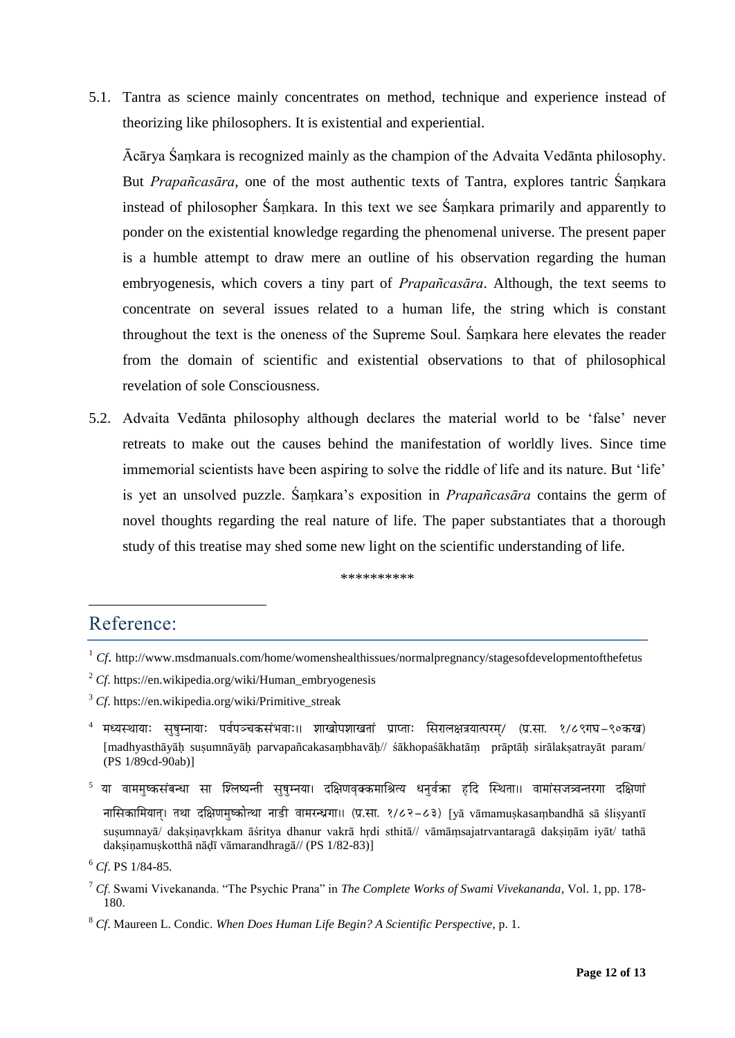5.1. Tantra as science mainly concentrates on method, technique and experience instead of theorizing like philosophers. It is existential and experiential.

Ācārya Śaṃkara is recognized mainly as the champion of the Advaita Vedānta philosophy. But *Prapañcasāra*, one of the most authentic texts of Tantra, explores tantric Śaṃkara instead of philosopher Śaṃkara. In this text we see Śaṃkara primarily and apparently to ponder on the existential knowledge regarding the phenomenal universe. The present paper is a humble attempt to draw mere an outline of his observation regarding the human embryogenesis, which covers a tiny part of *Prapañcasāra*. Although, the text seems to concentrate on several issues related to a human life, the string which is constant throughout the text is the oneness of the Supreme Soul. Śaṃkara here elevates the reader from the domain of scientific and existential observations to that of philosophical revelation of sole Consciousness.

5.2. Advaita Vedānta philosophy although declares the material world to be 'false' never retreats to make out the causes behind the manifestation of worldly lives. Since time immemorial scientists have been aspiring to solve the riddle of life and its nature. But 'life' is yet an unsolved puzzle. Śaṃkara's exposition in *Prapañcasāra* contains the germ of novel thoughts regarding the real nature of life. The paper substantiates that a thorough study of this treatise may shed some new light on the scientific understanding of life.

\*\*\*\*\*\*\*\*\*\*

## Reference:

[1] *Cf*. http://www.msdmanuals.com/home/womenshealthissues/normalpregnancy/stagesofdevelopmentofthefetus

[2] *Cf*. https://en.wikipedia.org/wiki/Human_embryogenesis

[3] *Cf*. https://en.wikipedia.org/wiki/Primitive_streak

[4] मध्यस्थायाः सुषुम्नायाः पर्वपञ्चकसंभवाः।। शाखोपशाखतां प्राप्ताः सिरालक्षत्रयात्परम्/ (प्र.सा. १/८९गघ–९०कख) [madhyasthāyāḥ suṣumnāyāḥ parvapañcakasaṃbhavāḥ// śākhopaśākhatāṃ prāptāḥ sirālakṣatrayāt param/ (PS 1/89cd-90ab)]

[5] या वाममुष्कसंबन्धा सा श्लिष्यन्ती सुषुम्नया। दक्षिणवृक्कमाश्रित्य धनुर्वक्रा हृदि स्थिता।। वामांसजत्रवन्तरगा दक्षिणां नासिकामियात्। तथा दक्षिणमुष्कोत्था नाडी वामरन्ध्रगा।। (प्र.सा. १/८२–८३) [yā vāmamuṣkasaṃbandhā sā śliṣyantī suṣumnayā/ dakṣiṇavṛkkam āśritya dhanur vakrā hṛdi sthitā// vāmāṃsajatrvantaragā dakṣiṇām iyāt/ tathā dakṣiṇamuṣkotthā nāḍī vāmarandhragā// (PS 1/82-83)]

[6] *Cf*. PS 1/84-85.

[7] *Cf*. Swami Vivekananda. "The Psychic Prana" in *The Complete Works of Swami Vivekananda*, Vol. 1, pp. 178-180.

[8] *Cf*. Maureen L. Condic. *When Does Human Life Begin? A Scientific Perspective*, p. 1.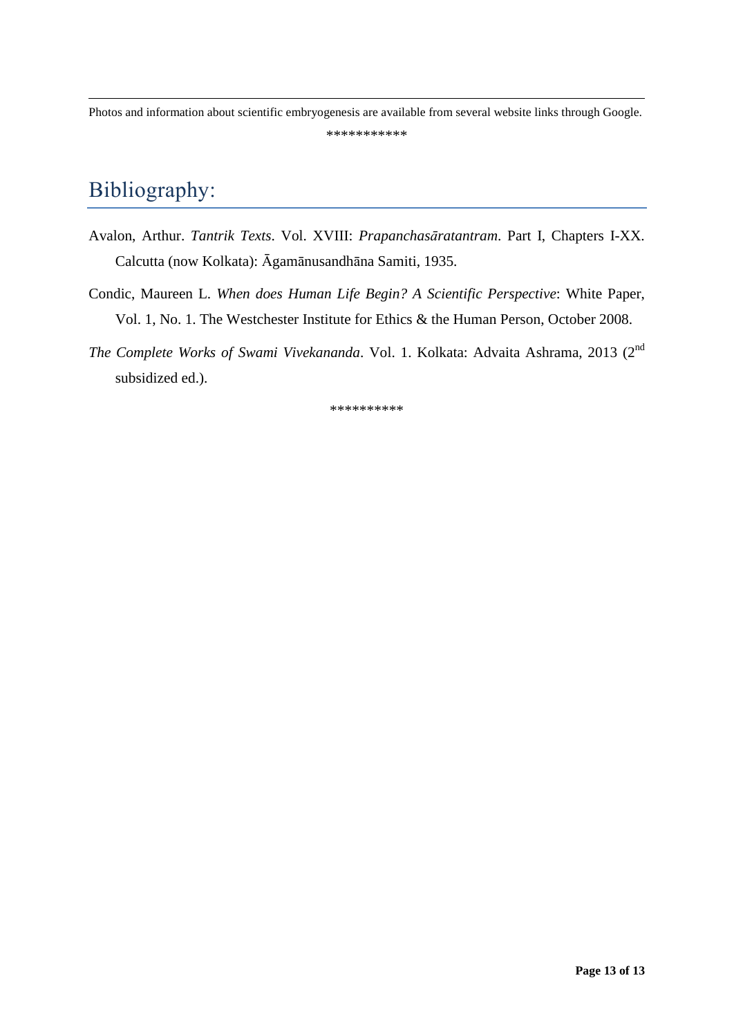Photos and information about scientific embryogenesis are available from several website links through Google.

\*\*\*\*\*\*\*\*\*\*\*

## Bibliography:

Avalon, Arthur. *Tantrik Texts*. Vol. XVIII: *Prapanchasāratantram*. Part I, Chapters I-XX. Calcutta (now Kolkata): Āgamānusandhāna Samiti, 1935.

Condic, Maureen L. *When does Human Life Begin? A Scientific Perspective*: White Paper, Vol. 1, No. 1. The Westchester Institute for Ethics & the Human Person, October 2008.

*The Complete Works of Swami Vivekananda*. Vol. 1. Kolkata: Advaita Ashrama, 2013 (2nd subsidized ed.).

\*\*\*\*\*\*\*\*\*\*